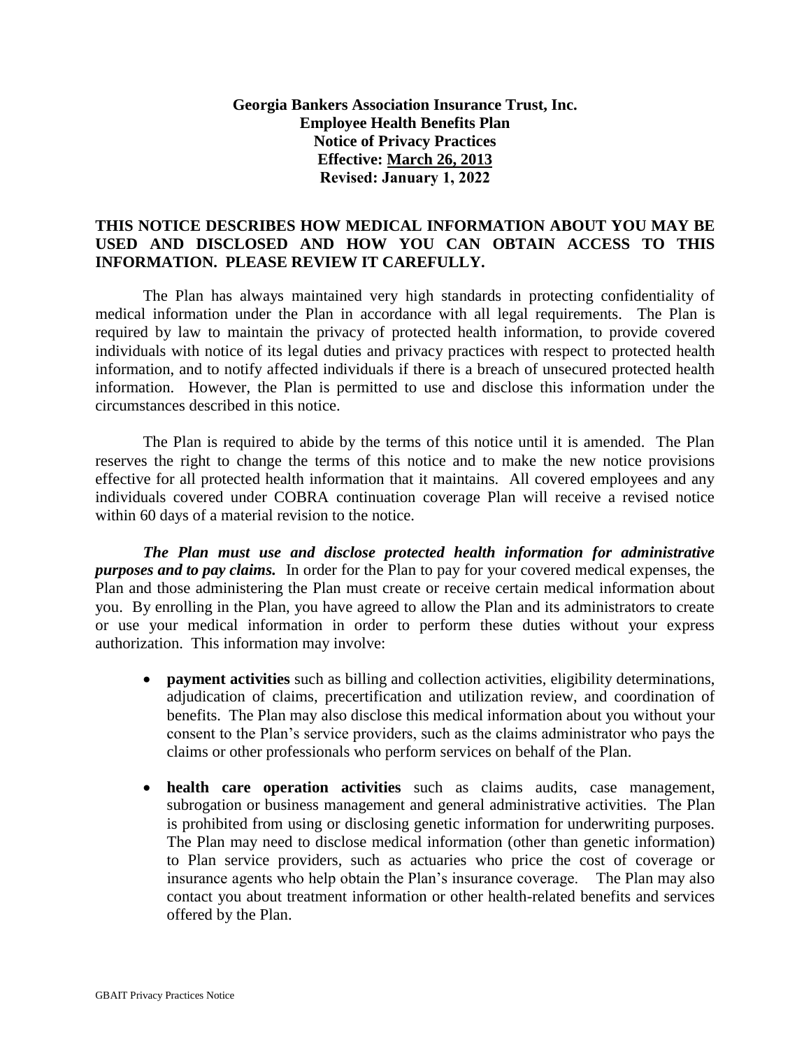# Georgia Bankers Association Insurance Trust, Inc.
## Employee Health Benefits Plan
## Notice of Privacy Practices
**Effective: March 26, 2013**
**Revised: January 1, 2022**

**THIS NOTICE DESCRIBES HOW MEDICAL INFORMATION ABOUT YOU MAY BE USED AND DISCLOSED AND HOW YOU CAN OBTAIN ACCESS TO THIS INFORMATION. PLEASE REVIEW IT CAREFULLY.**

The Plan has always maintained very high standards in protecting confidentiality of medical information under the Plan in accordance with all legal requirements. The Plan is required by law to maintain the privacy of protected health information, to provide covered individuals with notice of its legal duties and privacy practices with respect to protected health information, and to notify affected individuals if there is a breach of unsecured protected health information. However, the Plan is permitted to use and disclose this information under the circumstances described in this notice.

The Plan is required to abide by the terms of this notice until it is amended. The Plan reserves the right to change the terms of this notice and to make the new notice provisions effective for all protected health information that it maintains. All covered employees and any individuals covered under COBRA continuation coverage Plan will receive a revised notice within 60 days of a material revision to the notice.

***The Plan must use and disclose protected health information for administrative purposes and to pay claims.*** In order for the Plan to pay for your covered medical expenses, the Plan and those administering the Plan must create or receive certain medical information about you. By enrolling in the Plan, you have agreed to allow the Plan and its administrators to create or use your medical information in order to perform these duties without your express authorization. This information may involve:

- **payment activities** such as billing and collection activities, eligibility determinations, adjudication of claims, precertification and utilization review, and coordination of benefits. The Plan may also disclose this medical information about you without your consent to the Plan's service providers, such as the claims administrator who pays the claims or other professionals who perform services on behalf of the Plan.
- **health care operation activities** such as claims audits, case management, subrogation or business management and general administrative activities. The Plan is prohibited from using or disclosing genetic information for underwriting purposes. The Plan may need to disclose medical information (other than genetic information) to Plan service providers, such as actuaries who price the cost of coverage or insurance agents who help obtain the Plan's insurance coverage. The Plan may also contact you about treatment information or other health-related benefits and services offered by the Plan.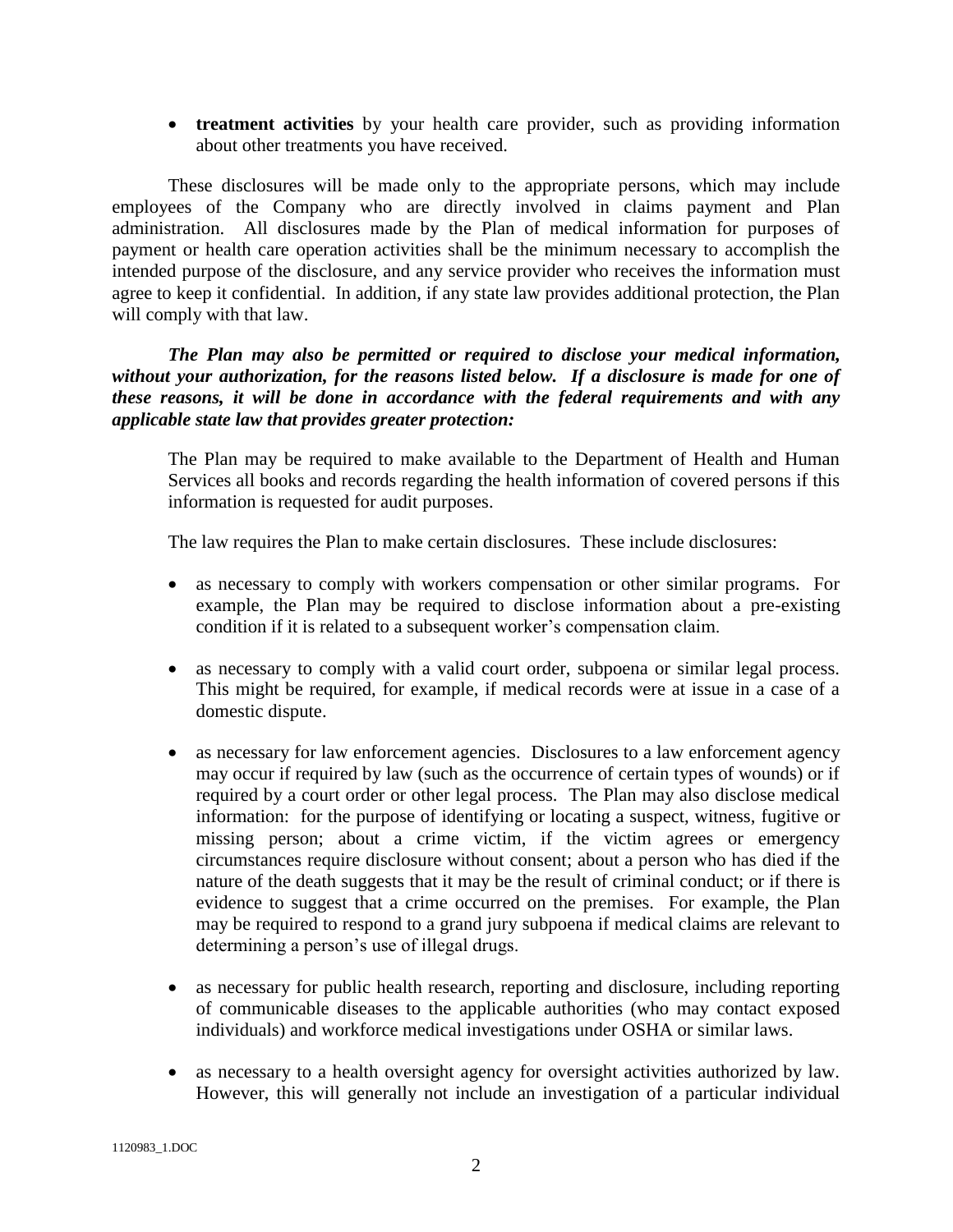- **treatment activities** by your health care provider, such as providing information about other treatments you have received.

These disclosures will be made only to the appropriate persons, which may include employees of the Company who are directly involved in claims payment and Plan administration. All disclosures made by the Plan of medical information for purposes of payment or health care operation activities shall be the minimum necessary to accomplish the intended purpose of the disclosure, and any service provider who receives the information must agree to keep it confidential. In addition, if any state law provides additional protection, the Plan will comply with that law.

***The Plan may also be permitted or required to disclose your medical information, without your authorization, for the reasons listed below. If a disclosure is made for one of these reasons, it will be done in accordance with the federal requirements and with any applicable state law that provides greater protection:***

The Plan may be required to make available to the Department of Health and Human Services all books and records regarding the health information of covered persons if this information is requested for audit purposes.

The law requires the Plan to make certain disclosures. These include disclosures:

- as necessary to comply with workers compensation or other similar programs. For example, the Plan may be required to disclose information about a pre-existing condition if it is related to a subsequent worker's compensation claim.

- as necessary to comply with a valid court order, subpoena or similar legal process. This might be required, for example, if medical records were at issue in a case of a domestic dispute.

- as necessary for law enforcement agencies. Disclosures to a law enforcement agency may occur if required by law (such as the occurrence of certain types of wounds) or if required by a court order or other legal process. The Plan may also disclose medical information: for the purpose of identifying or locating a suspect, witness, fugitive or missing person; about a crime victim, if the victim agrees or emergency circumstances require disclosure without consent; about a person who has died if the nature of the death suggests that it may be the result of criminal conduct; or if there is evidence to suggest that a crime occurred on the premises. For example, the Plan may be required to respond to a grand jury subpoena if medical claims are relevant to determining a person's use of illegal drugs.

- as necessary for public health research, reporting and disclosure, including reporting of communicable diseases to the applicable authorities (who may contact exposed individuals) and workforce medical investigations under OSHA or similar laws.

- as necessary to a health oversight agency for oversight activities authorized by law. However, this will generally not include an investigation of a particular individual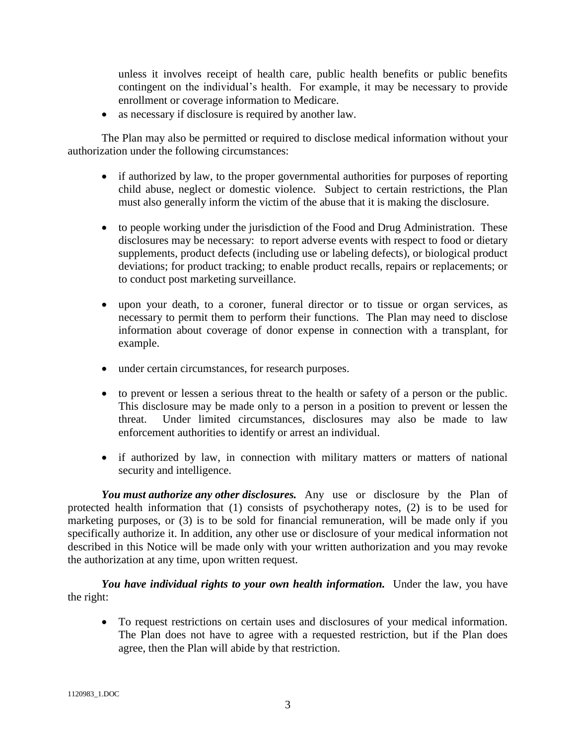unless it involves receipt of health care, public health benefits or public benefits contingent on the individual's health. For example, it may be necessary to provide enrollment or coverage information to Medicare.

- as necessary if disclosure is required by another law.

The Plan may also be permitted or required to disclose medical information without your authorization under the following circumstances:

- if authorized by law, to the proper governmental authorities for purposes of reporting child abuse, neglect or domestic violence. Subject to certain restrictions, the Plan must also generally inform the victim of the abuse that it is making the disclosure.

- to people working under the jurisdiction of the Food and Drug Administration. These disclosures may be necessary: to report adverse events with respect to food or dietary supplements, product defects (including use or labeling defects), or biological product deviations; for product tracking; to enable product recalls, repairs or replacements; or to conduct post marketing surveillance.

- upon your death, to a coroner, funeral director or to tissue or organ services, as necessary to permit them to perform their functions. The Plan may need to disclose information about coverage of donor expense in connection with a transplant, for example.

- under certain circumstances, for research purposes.

- to prevent or lessen a serious threat to the health or safety of a person or the public. This disclosure may be made only to a person in a position to prevent or lessen the threat. Under limited circumstances, disclosures may also be made to law enforcement authorities to identify or arrest an individual.

- if authorized by law, in connection with military matters or matters of national security and intelligence.

***You must authorize any other disclosures.*** Any use or disclosure by the Plan of protected health information that (1) consists of psychotherapy notes, (2) is to be used for marketing purposes, or (3) is to be sold for financial remuneration, will be made only if you specifically authorize it. In addition, any other use or disclosure of your medical information not described in this Notice will be made only with your written authorization and you may revoke the authorization at any time, upon written request.

***You have individual rights to your own health information.*** Under the law, you have the right:

- To request restrictions on certain uses and disclosures of your medical information. The Plan does not have to agree with a requested restriction, but if the Plan does agree, then the Plan will abide by that restriction.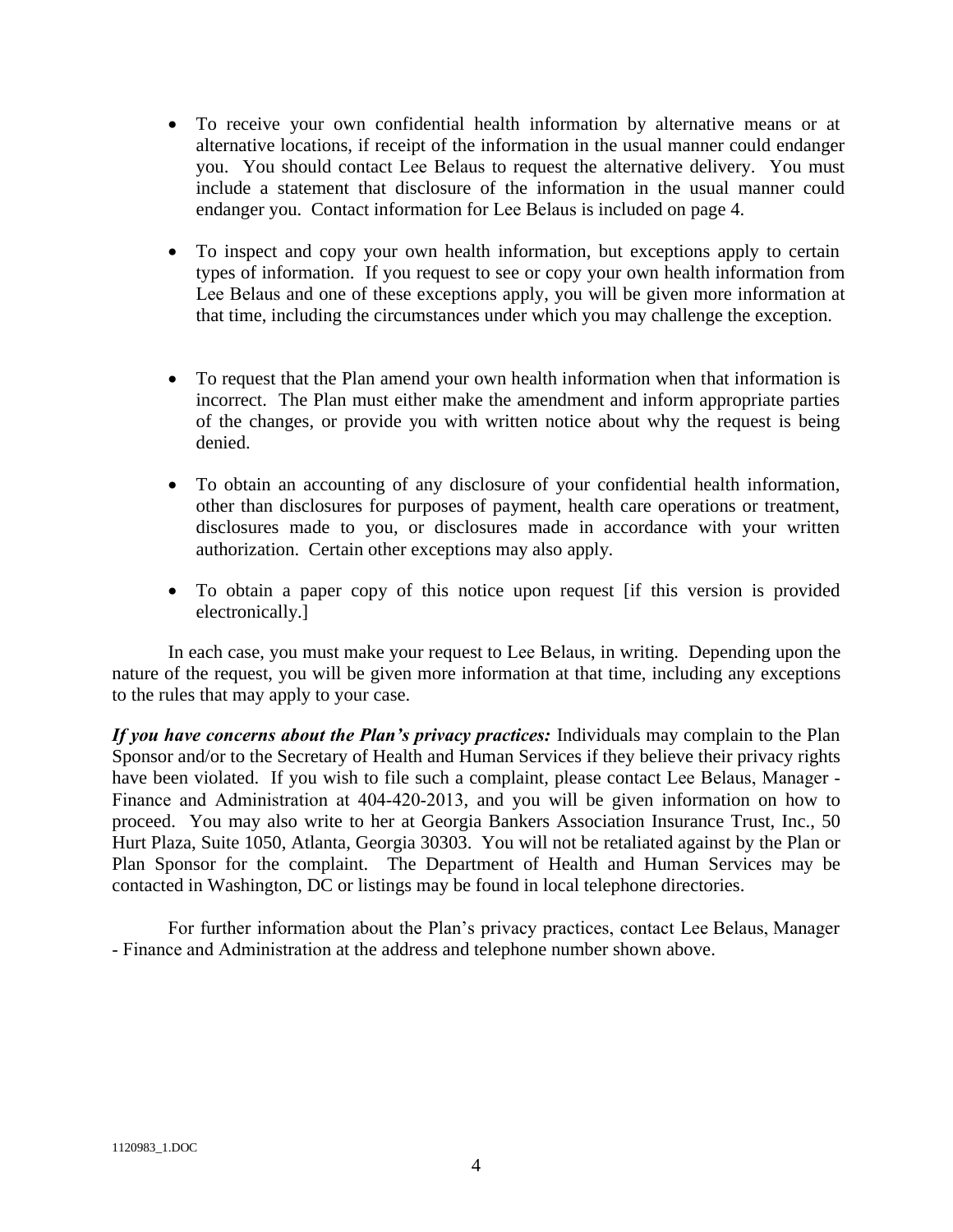- To receive your own confidential health information by alternative means or at alternative locations, if receipt of the information in the usual manner could endanger you. You should contact Lee Belaus to request the alternative delivery. You must include a statement that disclosure of the information in the usual manner could endanger you. Contact information for Lee Belaus is included on page 4.

- To inspect and copy your own health information, but exceptions apply to certain types of information. If you request to see or copy your own health information from Lee Belaus and one of these exceptions apply, you will be given more information at that time, including the circumstances under which you may challenge the exception.

- To request that the Plan amend your own health information when that information is incorrect. The Plan must either make the amendment and inform appropriate parties of the changes, or provide you with written notice about why the request is being denied.

- To obtain an accounting of any disclosure of your confidential health information, other than disclosures for purposes of payment, health care operations or treatment, disclosures made to you, or disclosures made in accordance with your written authorization. Certain other exceptions may also apply.

- To obtain a paper copy of this notice upon request [if this version is provided electronically.]

In each case, you must make your request to Lee Belaus, in writing. Depending upon the nature of the request, you will be given more information at that time, including any exceptions to the rules that may apply to your case.

***If you have concerns about the Plan's privacy practices:*** Individuals may complain to the Plan Sponsor and/or to the Secretary of Health and Human Services if they believe their privacy rights have been violated. If you wish to file such a complaint, please contact Lee Belaus, Manager - Finance and Administration at 404-420-2013, and you will be given information on how to proceed. You may also write to her at Georgia Bankers Association Insurance Trust, Inc., 50 Hurt Plaza, Suite 1050, Atlanta, Georgia 30303. You will not be retaliated against by the Plan or Plan Sponsor for the complaint. The Department of Health and Human Services may be contacted in Washington, DC or listings may be found in local telephone directories.

For further information about the Plan's privacy practices, contact Lee Belaus, Manager - Finance and Administration at the address and telephone number shown above.

1120983_1.DOC